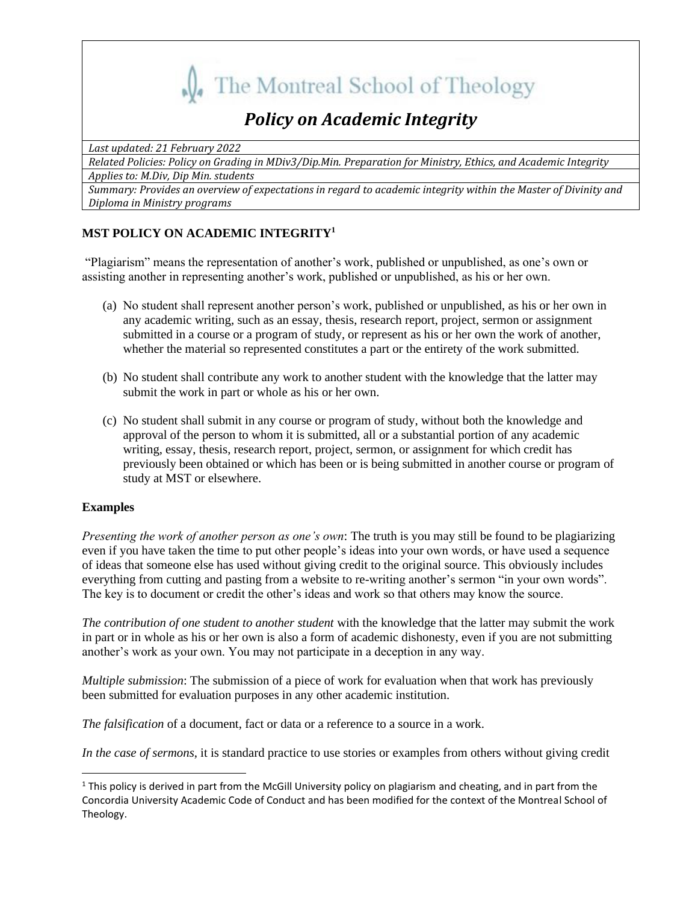# The Montreal School of Theology

## *Policy on Academic Integrity*

*Last updated: 21 February 2022*

*Related Policies: Policy on Grading in MDiv3/Dip.Min. Preparation for Ministry, Ethics, and Academic Integrity*

*Applies to: M.Div, Dip Min. students*

*Summary: Provides an overview of expectations in regard to academic integrity within the Master of Divinity and Diploma in Ministry programs*

**MST POLICY ON ACADEMIC INTEGRITY[1]**

"Plagiarism" means the representation of another's work, published or unpublished, as one's own or assisting another in representing another's work, published or unpublished, as his or her own.

(a) No student shall represent another person's work, published or unpublished, as his or her own in any academic writing, such as an essay, thesis, research report, project, sermon or assignment submitted in a course or a program of study, or represent as his or her own the work of another, whether the material so represented constitutes a part or the entirety of the work submitted.

(b) No student shall contribute any work to another student with the knowledge that the latter may submit the work in part or whole as his or her own.

(c) No student shall submit in any course or program of study, without both the knowledge and approval of the person to whom it is submitted, all or a substantial portion of any academic writing, essay, thesis, research report, project, sermon, or assignment for which credit has previously been obtained or which has been or is being submitted in another course or program of study at MST or elsewhere.

**Examples**

*Presenting the work of another person as one's own*: The truth is you may still be found to be plagiarizing even if you have taken the time to put other people's ideas into your own words, or have used a sequence of ideas that someone else has used without giving credit to the original source. This obviously includes everything from cutting and pasting from a website to re-writing another's sermon "in your own words". The key is to document or credit the other's ideas and work so that others may know the source.

*The contribution of one student to another student* with the knowledge that the latter may submit the work in part or in whole as his or her own is also a form of academic dishonesty, even if you are not submitting another's work as your own. You may not participate in a deception in any way.

*Multiple submission*: The submission of a piece of work for evaluation when that work has previously been submitted for evaluation purposes in any other academic institution.

*The falsification* of a document, fact or data or a reference to a source in a work.

*In the case of sermons*, it is standard practice to use stories or examples from others without giving credit

[1] This policy is derived in part from the McGill University policy on plagiarism and cheating, and in part from the Concordia University Academic Code of Conduct and has been modified for the context of the Montreal School of Theology.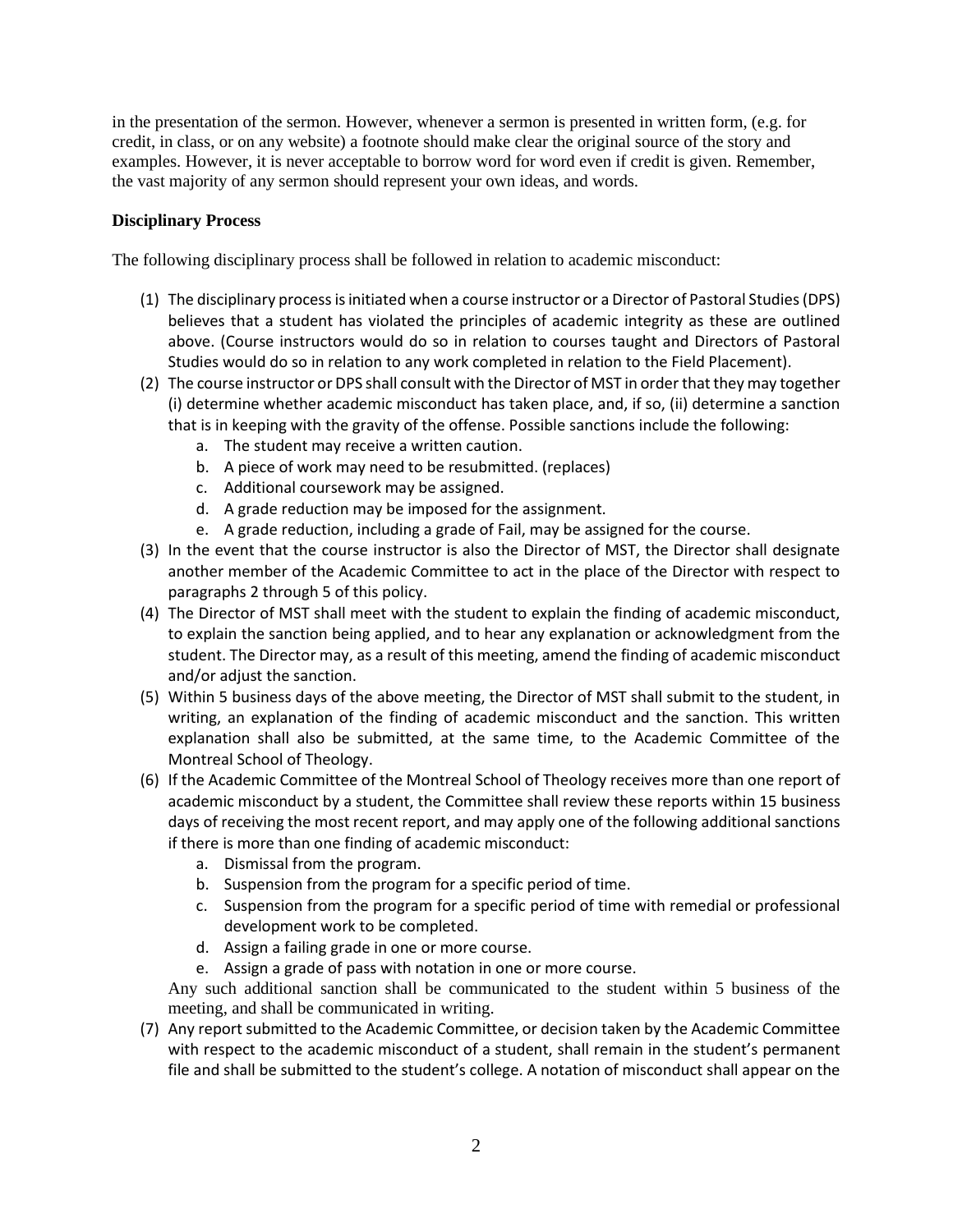in the presentation of the sermon. However, whenever a sermon is presented in written form, (e.g. for credit, in class, or on any website) a footnote should make clear the original source of the story and examples. However, it is never acceptable to borrow word for word even if credit is given. Remember, the vast majority of any sermon should represent your own ideas, and words.

**Disciplinary Process**

The following disciplinary process shall be followed in relation to academic misconduct:

(1) The disciplinary process is initiated when a course instructor or a Director of Pastoral Studies (DPS) believes that a student has violated the principles of academic integrity as these are outlined above. (Course instructors would do so in relation to courses taught and Directors of Pastoral Studies would do so in relation to any work completed in relation to the Field Placement).

(2) The course instructor or DPS shall consult with the Director of MST in order that they may together (i) determine whether academic misconduct has taken place, and, if so, (ii) determine a sanction that is in keeping with the gravity of the offense. Possible sanctions include the following:
   a. The student may receive a written caution.
   b. A piece of work may need to be resubmitted. (replaces)
   c. Additional coursework may be assigned.
   d. A grade reduction may be imposed for the assignment.
   e. A grade reduction, including a grade of Fail, may be assigned for the course.

(3) In the event that the course instructor is also the Director of MST, the Director shall designate another member of the Academic Committee to act in the place of the Director with respect to paragraphs 2 through 5 of this policy.

(4) The Director of MST shall meet with the student to explain the finding of academic misconduct, to explain the sanction being applied, and to hear any explanation or acknowledgment from the student. The Director may, as a result of this meeting, amend the finding of academic misconduct and/or adjust the sanction.

(5) Within 5 business days of the above meeting, the Director of MST shall submit to the student, in writing, an explanation of the finding of academic misconduct and the sanction. This written explanation shall also be submitted, at the same time, to the Academic Committee of the Montreal School of Theology.

(6) If the Academic Committee of the Montreal School of Theology receives more than one report of academic misconduct by a student, the Committee shall review these reports within 15 business days of receiving the most recent report, and may apply one of the following additional sanctions if there is more than one finding of academic misconduct:
   a. Dismissal from the program.
   b. Suspension from the program for a specific period of time.
   c. Suspension from the program for a specific period of time with remedial or professional development work to be completed.
   d. Assign a failing grade in one or more course.
   e. Assign a grade of pass with notation in one or more course.

   Any such additional sanction shall be communicated to the student within 5 business of the meeting, and shall be communicated in writing.

(7) Any report submitted to the Academic Committee, or decision taken by the Academic Committee with respect to the academic misconduct of a student, shall remain in the student's permanent file and shall be submitted to the student's college. A notation of misconduct shall appear on the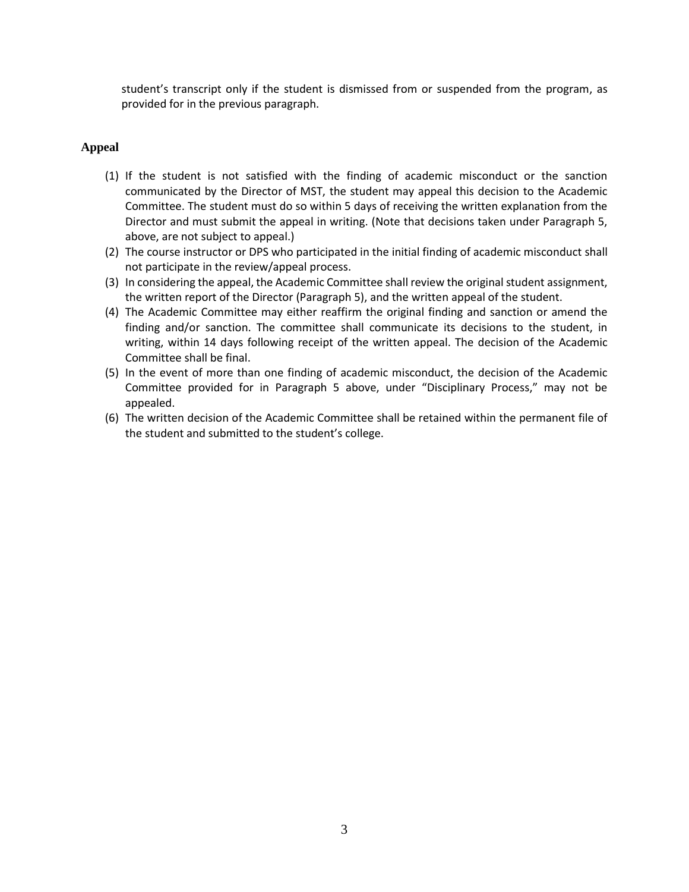student's transcript only if the student is dismissed from or suspended from the program, as provided for in the previous paragraph.

## Appeal

(1) If the student is not satisfied with the finding of academic misconduct or the sanction communicated by the Director of MST, the student may appeal this decision to the Academic Committee. The student must do so within 5 days of receiving the written explanation from the Director and must submit the appeal in writing. (Note that decisions taken under Paragraph 5, above, are not subject to appeal.)

(2) The course instructor or DPS who participated in the initial finding of academic misconduct shall not participate in the review/appeal process.

(3) In considering the appeal, the Academic Committee shall review the original student assignment, the written report of the Director (Paragraph 5), and the written appeal of the student.

(4) The Academic Committee may either reaffirm the original finding and sanction or amend the finding and/or sanction. The committee shall communicate its decisions to the student, in writing, within 14 days following receipt of the written appeal. The decision of the Academic Committee shall be final.

(5) In the event of more than one finding of academic misconduct, the decision of the Academic Committee provided for in Paragraph 5 above, under "Disciplinary Process," may not be appealed.

(6) The written decision of the Academic Committee shall be retained within the permanent file of the student and submitted to the student's college.